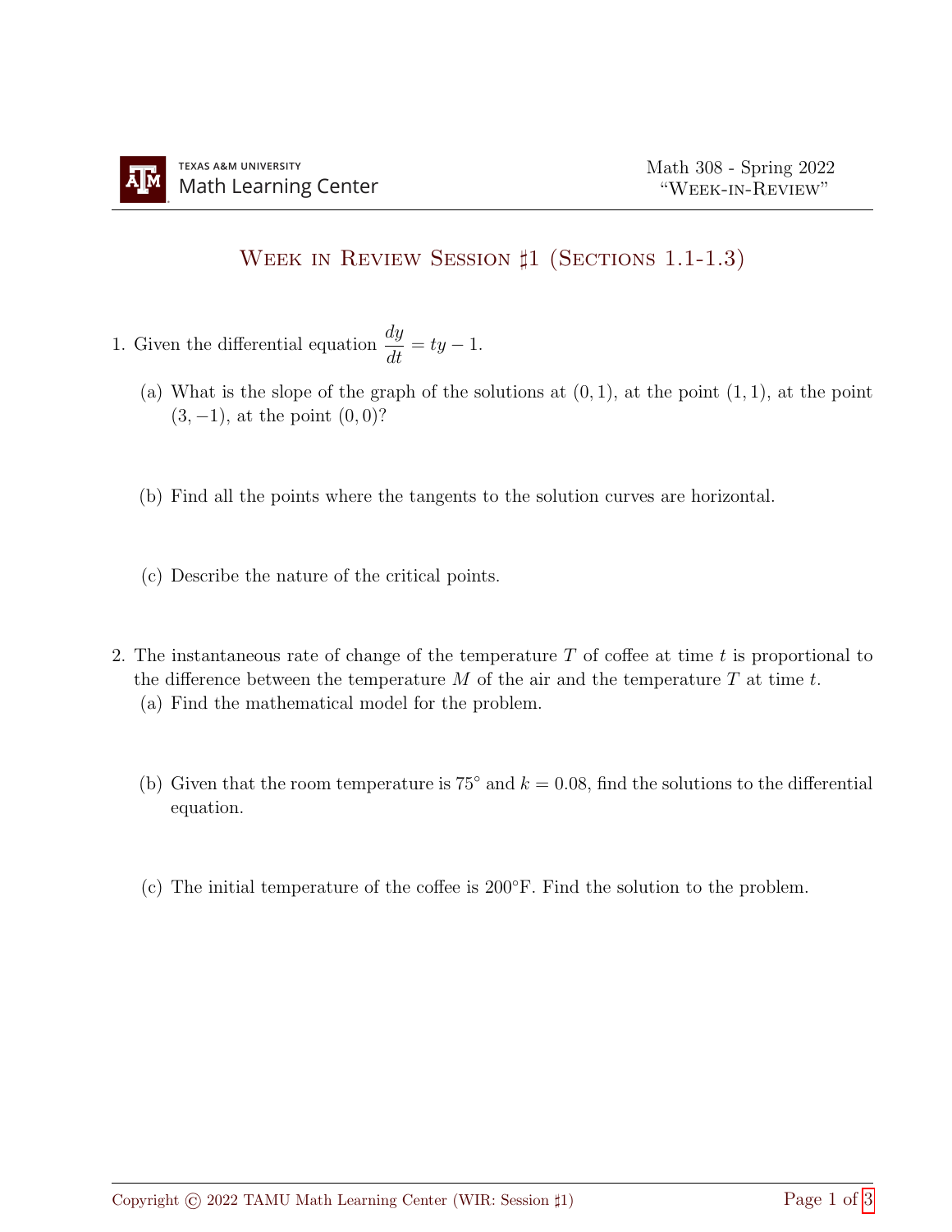# Week in Review Session ♯1 (Sections 1.1-1.3)

1. Given the differential equation $\dfrac{dy}{dt} = ty - 1$.

   (a) What is the slope of the graph of the solutions at $(0, 1)$, at the point $(1, 1)$, at the point $(3, -1)$, at the point $(0, 0)$?

   (b) Find all the points where the tangents to the solution curves are horizontal.

   (c) Describe the nature of the critical points.

2. The instantaneous rate of change of the temperature $T$ of coffee at time $t$ is proportional to the difference between the temperature $M$ of the air and the temperature $T$ at time $t$.

   (a) Find the mathematical model for the problem.

   (b) Given that the room temperature is $75^\circ$ and $k = 0.08$, find the solutions to the differential equation.

   (c) The initial temperature of the coffee is $200^\circ$F. Find the solution to the problem.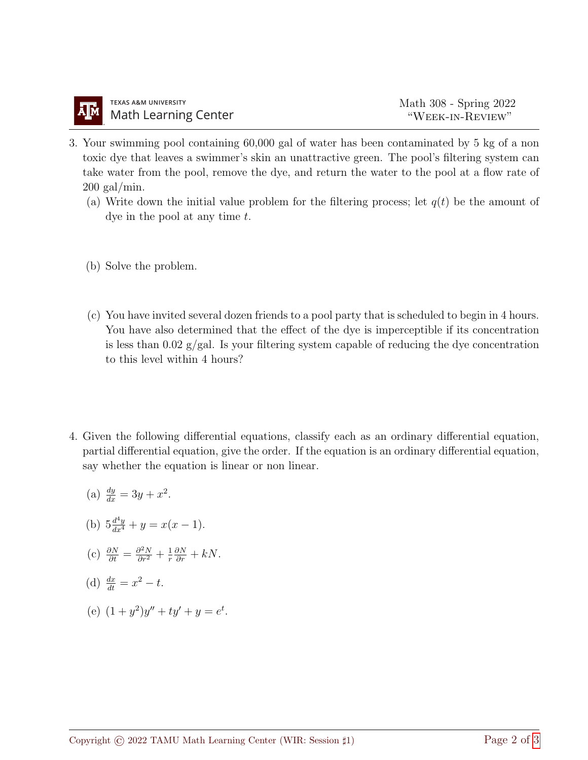3. Your swimming pool containing 60,000 gal of water has been contaminated by 5 kg of a non toxic dye that leaves a swimmer's skin an unattractive green. The pool's filtering system can take water from the pool, remove the dye, and return the water to the pool at a flow rate of 200 gal/min.

   (a) Write down the initial value problem for the filtering process; let $q(t)$ be the amount of dye in the pool at any time $t$.

   (b) Solve the problem.

   (c) You have invited several dozen friends to a pool party that is scheduled to begin in 4 hours. You have also determined that the effect of the dye is imperceptible if its concentration is less than 0.02 g/gal. Is your filtering system capable of reducing the dye concentration to this level within 4 hours?

4. Given the following differential equations, classify each as an ordinary differential equation, partial differential equation, give the order. If the equation is an ordinary differential equation, say whether the equation is linear or non linear.

   (a) $\frac{dy}{dx} = 3y + x^2$.

   (b) $5\frac{d^4y}{dx^4} + y = x(x-1)$.

   (c) $\frac{\partial N}{\partial t} = \frac{\partial^2 N}{\partial r^2} + \frac{1}{r}\frac{\partial N}{\partial r} + kN$.

   (d) $\frac{dx}{dt} = x^2 - t$.

   (e) $(1+y^2)y'' + ty' + y = e^t$.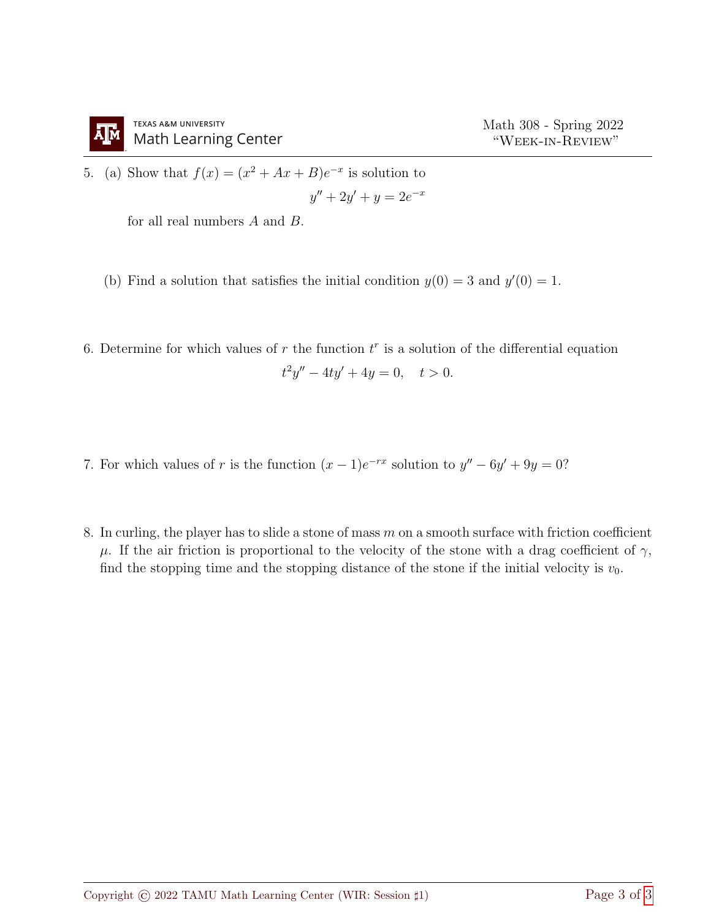5. (a) Show that $f(x) = (x^2 + Ax + B)e^{-x}$ is solution to

$$y'' + 2y' + y = 2e^{-x}$$

for all real numbers $A$ and $B$.

(b) Find a solution that satisfies the initial condition $y(0) = 3$ and $y'(0) = 1$.

6. Determine for which values of $r$ the function $t^r$ is a solution of the differential equation

$$t^2y'' - 4ty' + 4y = 0, \quad t > 0.$$

7. For which values of $r$ is the function $(x - 1)e^{-rx}$ solution to $y'' - 6y' + 9y = 0$?

8. In curling, the player has to slide a stone of mass $m$ on a smooth surface with friction coefficient $\mu$. If the air friction is proportional to the velocity of the stone with a drag coefficient of $\gamma$, find the stopping time and the stopping distance of the stone if the initial velocity is $v_0$.